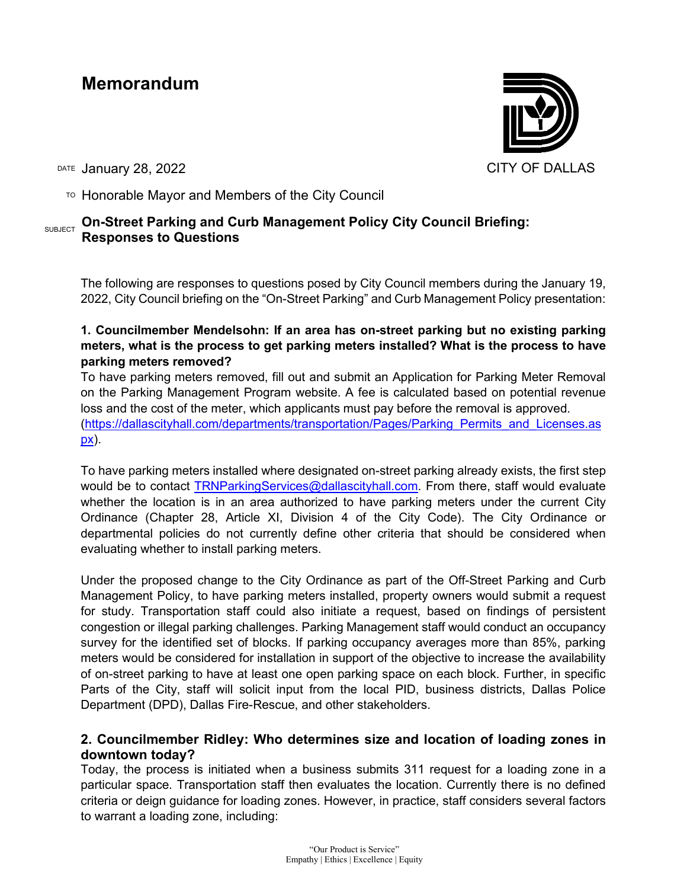# Memorandum

CITY OF DALLAS

DATE January 28, 2022

TO Honorable Mayor and Members of the City Council

SUBJECT **On-Street Parking and Curb Management Policy City Council Briefing: Responses to Questions**

The following are responses to questions posed by City Council members during the January 19, 2022, City Council briefing on the "On-Street Parking" and Curb Management Policy presentation:

**1. Councilmember Mendelsohn: If an area has on-street parking but no existing parking meters, what is the process to get parking meters installed? What is the process to have parking meters removed?**

To have parking meters removed, fill out and submit an Application for Parking Meter Removal on the Parking Management Program website. A fee is calculated based on potential revenue loss and the cost of the meter, which applicants must pay before the removal is approved. (https://dallascityhall.com/departments/transportation/Pages/Parking_Permits_and_Licenses.aspx).

To have parking meters installed where designated on-street parking already exists, the first step would be to contact TRNParkingServices@dallascityhall.com. From there, staff would evaluate whether the location is in an area authorized to have parking meters under the current City Ordinance (Chapter 28, Article XI, Division 4 of the City Code). The City Ordinance or departmental policies do not currently define other criteria that should be considered when evaluating whether to install parking meters.

Under the proposed change to the City Ordinance as part of the Off-Street Parking and Curb Management Policy, to have parking meters installed, property owners would submit a request for study. Transportation staff could also initiate a request, based on findings of persistent congestion or illegal parking challenges. Parking Management staff would conduct an occupancy survey for the identified set of blocks. If parking occupancy averages more than 85%, parking meters would be considered for installation in support of the objective to increase the availability of on-street parking to have at least one open parking space on each block. Further, in specific Parts of the City, staff will solicit input from the local PID, business districts, Dallas Police Department (DPD), Dallas Fire-Rescue, and other stakeholders.

**2. Councilmember Ridley: Who determines size and location of loading zones in downtown today?**

Today, the process is initiated when a business submits 311 request for a loading zone in a particular space. Transportation staff then evaluates the location. Currently there is no defined criteria or deign guidance for loading zones. However, in practice, staff considers several factors to warrant a loading zone, including: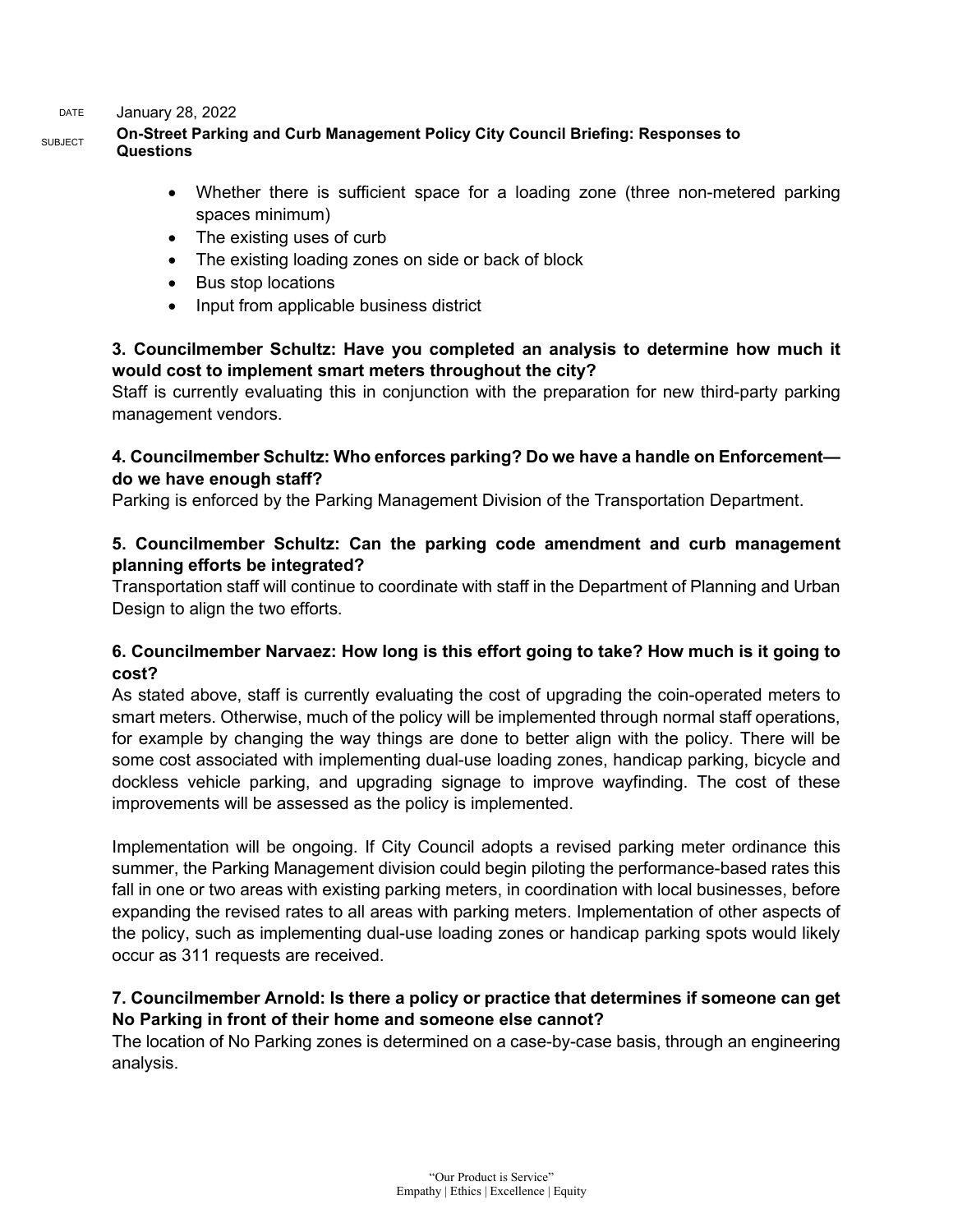- Whether there is sufficient space for a loading zone (three non-metered parking spaces minimum)
- The existing uses of curb
- The existing loading zones on side or back of block
- Bus stop locations
- Input from applicable business district

**3. Councilmember Schultz: Have you completed an analysis to determine how much it would cost to implement smart meters throughout the city?**
Staff is currently evaluating this in conjunction with the preparation for new third-party parking management vendors.

**4. Councilmember Schultz: Who enforces parking? Do we have a handle on Enforcement—do we have enough staff?**
Parking is enforced by the Parking Management Division of the Transportation Department.

**5. Councilmember Schultz: Can the parking code amendment and curb management planning efforts be integrated?**
Transportation staff will continue to coordinate with staff in the Department of Planning and Urban Design to align the two efforts.

**6. Councilmember Narvaez: How long is this effort going to take? How much is it going to cost?**
As stated above, staff is currently evaluating the cost of upgrading the coin-operated meters to smart meters. Otherwise, much of the policy will be implemented through normal staff operations, for example by changing the way things are done to better align with the policy. There will be some cost associated with implementing dual-use loading zones, handicap parking, bicycle and dockless vehicle parking, and upgrading signage to improve wayfinding. The cost of these improvements will be assessed as the policy is implemented.

Implementation will be ongoing. If City Council adopts a revised parking meter ordinance this summer, the Parking Management division could begin piloting the performance-based rates this fall in one or two areas with existing parking meters, in coordination with local businesses, before expanding the revised rates to all areas with parking meters. Implementation of other aspects of the policy, such as implementing dual-use loading zones or handicap parking spots would likely occur as 311 requests are received.

**7. Councilmember Arnold: Is there a policy or practice that determines if someone can get No Parking in front of their home and someone else cannot?**
The location of No Parking zones is determined on a case-by-case basis, through an engineering analysis.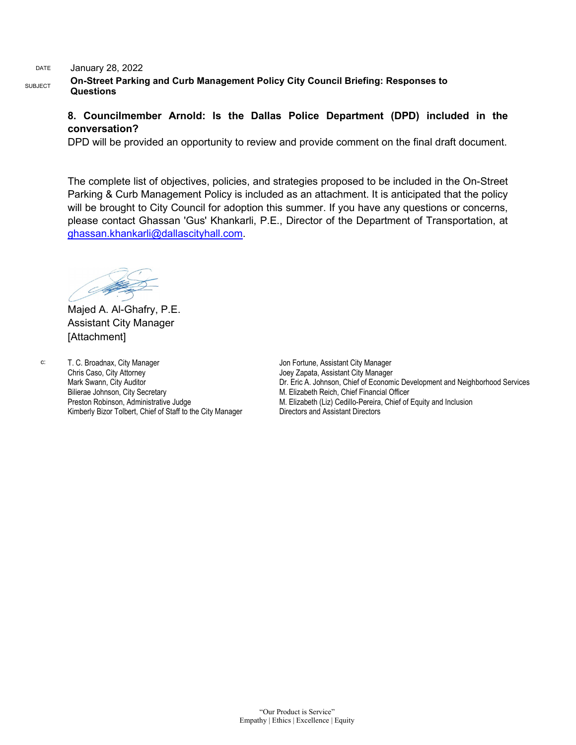DATE January 28, 2022

SUBJECT **On-Street Parking and Curb Management Policy City Council Briefing: Responses to Questions**

**8. Councilmember Arnold: Is the Dallas Police Department (DPD) included in the conversation?**

DPD will be provided an opportunity to review and provide comment on the final draft document.

The complete list of objectives, policies, and strategies proposed to be included in the On-Street Parking & Curb Management Policy is included as an attachment. It is anticipated that the policy will be brought to City Council for adoption this summer. If you have any questions or concerns, please contact Ghassan 'Gus' Khankarli, P.E., Director of the Department of Transportation, at ghassan.khankarli@dallascityhall.com.

Majed A. Al-Ghafry, P.E.
Assistant City Manager
[Attachment]

c:
T. C. Broadnax, City Manager
Chris Caso, City Attorney
Mark Swann, City Auditor
Bilierae Johnson, City Secretary
Preston Robinson, Administrative Judge
Kimberly Bizor Tolbert, Chief of Staff to the City Manager
Jon Fortune, Assistant City Manager
Joey Zapata, Assistant City Manager
Dr. Eric A. Johnson, Chief of Economic Development and Neighborhood Services
M. Elizabeth Reich, Chief Financial Officer
M. Elizabeth (Liz) Cedillo-Pereira, Chief of Equity and Inclusion
Directors and Assistant Directors

"Our Product is Service"
Empathy | Ethics | Excellence | Equity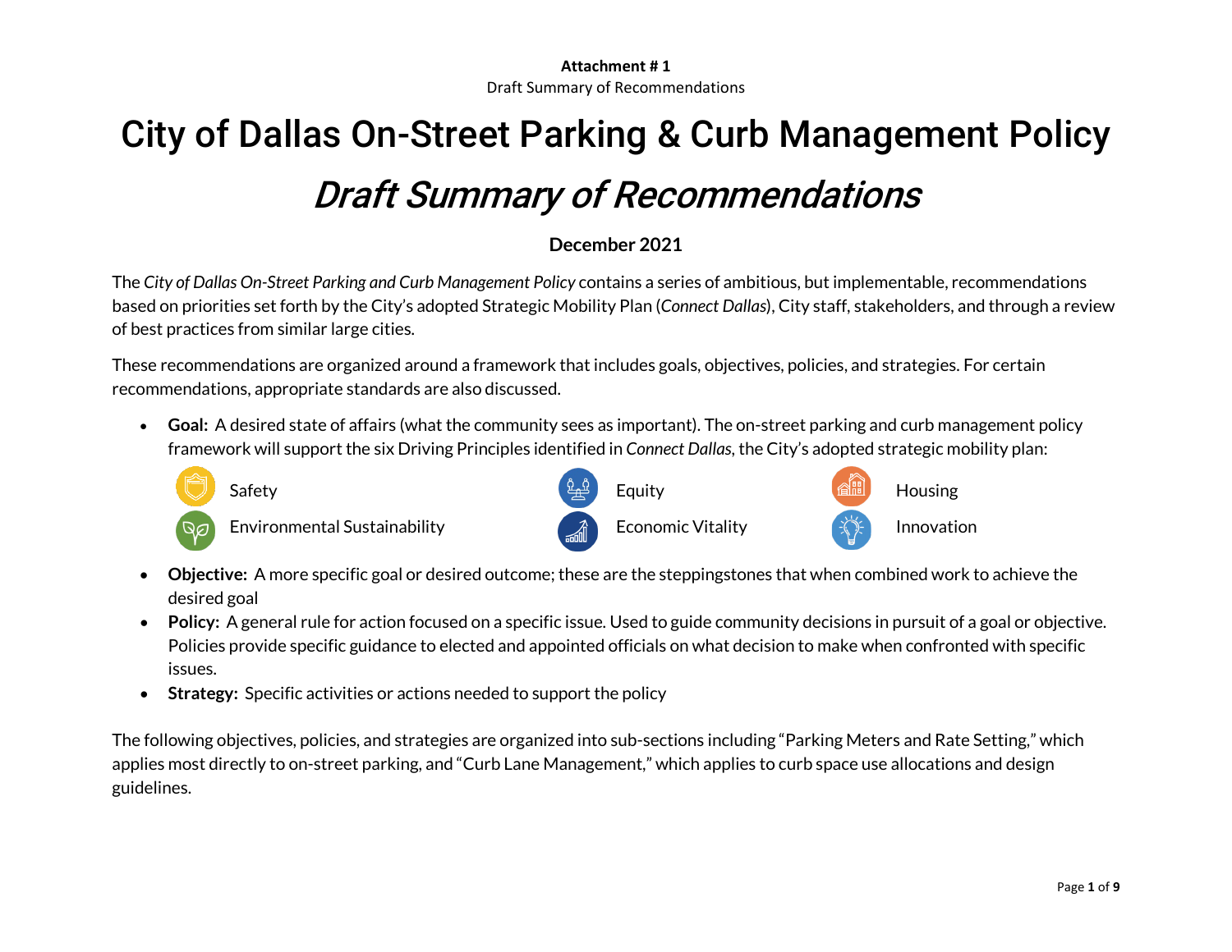**Attachment # 1**
Draft Summary of Recommendations

# City of Dallas On-Street Parking & Curb Management Policy

## *Draft Summary of Recommendations*

**December 2021**

The *City of Dallas On-Street Parking and Curb Management Policy* contains a series of ambitious, but implementable, recommendations based on priorities set forth by the City's adopted Strategic Mobility Plan (*Connect Dallas*), City staff, stakeholders, and through a review of best practices from similar large cities.

These recommendations are organized around a framework that includes goals, objectives, policies, and strategies. For certain recommendations, appropriate standards are also discussed.

- **Goal:** A desired state of affairs (what the community sees as important). The on-street parking and curb management policy framework will support the six Driving Principles identified in *Connect Dallas*, the City's adopted strategic mobility plan:
  - Safety
  - Equity
  - Housing
  - Environmental Sustainability
  - Economic Vitality
  - Innovation
- **Objective:** A more specific goal or desired outcome; these are the steppingstones that when combined work to achieve the desired goal
- **Policy:** A general rule for action focused on a specific issue. Used to guide community decisions in pursuit of a goal or objective. Policies provide specific guidance to elected and appointed officials on what decision to make when confronted with specific issues.
- **Strategy:** Specific activities or actions needed to support the policy

The following objectives, policies, and strategies are organized into sub-sections including "Parking Meters and Rate Setting," which applies most directly to on-street parking, and "Curb Lane Management," which applies to curb space use allocations and design guidelines.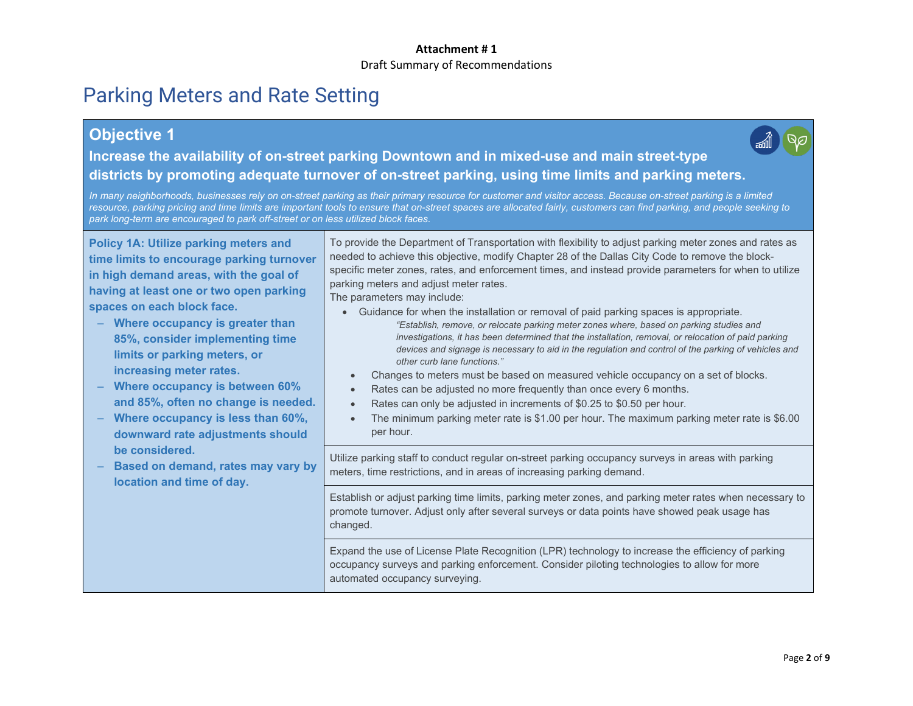**Attachment # 1**

Draft Summary of Recommendations

# Parking Meters and Rate Setting

## Objective 1

### Increase the availability of on-street parking Downtown and in mixed-use and main street-type districts by promoting adequate turnover of on-street parking, using time limits and parking meters.

*In many neighborhoods, businesses rely on on-street parking as their primary resource for customer and visitor access. Because on-street parking is a limited resource, parking pricing and time limits are important tools to ensure that on-street spaces are allocated fairly, customers can find parking, and people seeking to park long-term are encouraged to park off-street or on less utilized block faces.*

| Policy | Actions |
| --- | --- |
| **Policy 1A: Utilize parking meters and time limits to encourage parking turnover in high demand areas, with the goal of having at least one or two open parking spaces on each block face.**<br>– **Where occupancy is greater than 85%, consider implementing time limits or parking meters, or increasing meter rates.**<br>– **Where occupancy is between 60% and 85%, often no change is needed.**<br>– **Where occupancy is less than 60%, downward rate adjustments should be considered.**<br>– **Based on demand, rates may vary by location and time of day.** | To provide the Department of Transportation with flexibility to adjust parking meter zones and rates as needed to achieve this objective, modify Chapter 28 of the Dallas City Code to remove the block-specific meter zones, rates, and enforcement times, and instead provide parameters for when to utilize parking meters and adjust meter rates.<br>The parameters may include:<br>• Guidance for when the installation or removal of paid parking spaces is appropriate.<br>*"Establish, remove, or relocate parking meter zones where, based on parking studies and investigations, it has been determined that the installation, removal, or relocation of paid parking devices and signage is necessary to aid in the regulation and control of the parking of vehicles and other curb lane functions."*<br>• Changes to meters must be based on measured vehicle occupancy on a set of blocks.<br>• Rates can be adjusted no more frequently than once every 6 months.<br>• Rates can only be adjusted in increments of $0.25 to $0.50 per hour.<br>• The minimum parking meter rate is $1.00 per hour. The maximum parking meter rate is $6.00 per hour. |
| | Utilize parking staff to conduct regular on-street parking occupancy surveys in areas with parking meters, time restrictions, and in areas of increasing parking demand. |
| | Establish or adjust parking time limits, parking meter zones, and parking meter rates when necessary to promote turnover. Adjust only after several surveys or data points have showed peak usage has changed. |
| | Expand the use of License Plate Recognition (LPR) technology to increase the efficiency of parking occupancy surveys and parking enforcement. Consider piloting technologies to allow for more automated occupancy surveying. |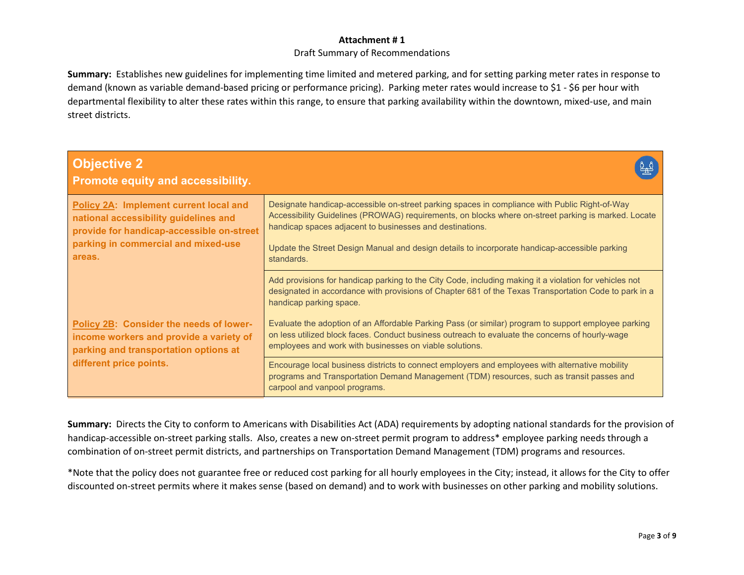**Attachment # 1**

Draft Summary of Recommendations

**Summary:** Establishes new guidelines for implementing time limited and metered parking, and for setting parking meter rates in response to demand (known as variable demand-based pricing or performance pricing). Parking meter rates would increase to $1 - $6 per hour with departmental flexibility to alter these rates within this range, to ensure that parking availability within the downtown, mixed-use, and main street districts.

## Objective 2
### Promote equity and accessibility.

| Policy | Actions |
|---|---|
| **Policy 2A: Implement current local and national accessibility guidelines and provide for handicap-accessible on-street parking in commercial and mixed-use areas.** | Designate handicap-accessible on-street parking spaces in compliance with Public Right-of-Way Accessibility Guidelines (PROWAG) requirements, on blocks where on-street parking is marked. Locate handicap spaces adjacent to businesses and destinations.<br><br>Update the Street Design Manual and design details to incorporate handicap-accessible parking standards. |
| | Add provisions for handicap parking to the City Code, including making it a violation for vehicles not designated in accordance with provisions of Chapter 681 of the Texas Transportation Code to park in a handicap parking space. |
| **Policy 2B: Consider the needs of lower-income workers and provide a variety of parking and transportation options at different price points.** | Evaluate the adoption of an Affordable Parking Pass (or similar) program to support employee parking on less utilized block faces. Conduct business outreach to evaluate the concerns of hourly-wage employees and work with businesses on viable solutions. |
| | Encourage local business districts to connect employers and employees with alternative mobility programs and Transportation Demand Management (TDM) resources, such as transit passes and carpool and vanpool programs. |

**Summary:** Directs the City to conform to Americans with Disabilities Act (ADA) requirements by adopting national standards for the provision of handicap-accessible on-street parking stalls. Also, creates a new on-street permit program to address* employee parking needs through a combination of on-street permit districts, and partnerships on Transportation Demand Management (TDM) programs and resources.

*Note that the policy does not guarantee free or reduced cost parking for all hourly employees in the City; instead, it allows for the City to offer discounted on-street permits where it makes sense (based on demand) and to work with businesses on other parking and mobility solutions.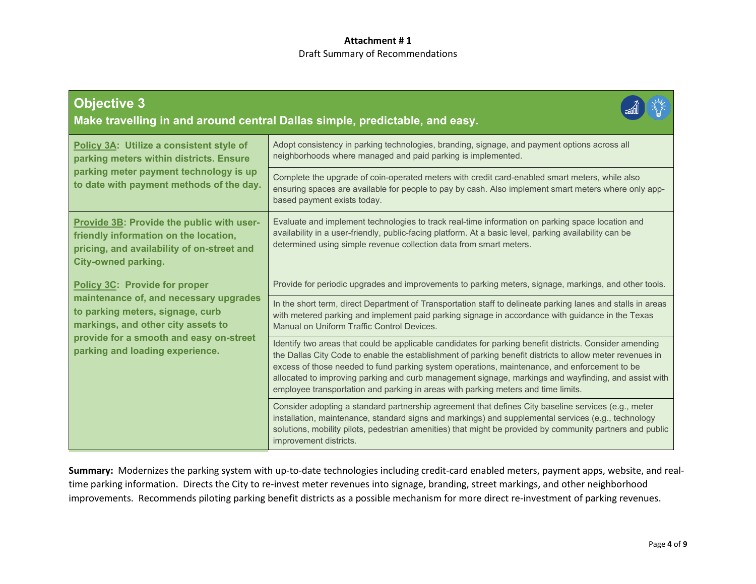**Attachment # 1**
Draft Summary of Recommendations

## Objective 3
**Make travelling in and around central Dallas simple, predictable, and easy.**

| Policy | Recommendation |
|---|---|
| **Policy 3A: Utilize a consistent style of parking meters within districts. Ensure parking meter payment technology is up to date with payment methods of the day.** | Adopt consistency in parking technologies, branding, signage, and payment options across all neighborhoods where managed and paid parking is implemented. |
| | Complete the upgrade of coin-operated meters with credit card-enabled smart meters, while also ensuring spaces are available for people to pay by cash. Also implement smart meters where only app-based payment exists today. |
| **Provide 3B: Provide the public with user-friendly information on the location, pricing, and availability of on-street and City-owned parking.** | Evaluate and implement technologies to track real-time information on parking space location and availability in a user-friendly, public-facing platform. At a basic level, parking availability can be determined using simple revenue collection data from smart meters. |
| **Policy 3C: Provide for proper maintenance of, and necessary upgrades to parking meters, signage, curb markings, and other city assets to provide for a smooth and easy on-street parking and loading experience.** | Provide for periodic upgrades and improvements to parking meters, signage, markings, and other tools. |
| | In the short term, direct Department of Transportation staff to delineate parking lanes and stalls in areas with metered parking and implement paid parking signage in accordance with guidance in the Texas Manual on Uniform Traffic Control Devices. |
| | Identify two areas that could be applicable candidates for parking benefit districts. Consider amending the Dallas City Code to enable the establishment of parking benefit districts to allow meter revenues in excess of those needed to fund parking system operations, maintenance, and enforcement to be allocated to improving parking and curb management signage, markings and wayfinding, and assist with employee transportation and parking in areas with parking meters and time limits. |
| | Consider adopting a standard partnership agreement that defines City baseline services (e.g., meter installation, maintenance, standard signs and markings) and supplemental services (e.g., technology solutions, mobility pilots, pedestrian amenities) that might be provided by community partners and public improvement districts. |

**Summary:** Modernizes the parking system with up-to-date technologies including credit-card enabled meters, payment apps, website, and real-time parking information. Directs the City to re-invest meter revenues into signage, branding, street markings, and other neighborhood improvements. Recommends piloting parking benefit districts as a possible mechanism for more direct re-investment of parking revenues.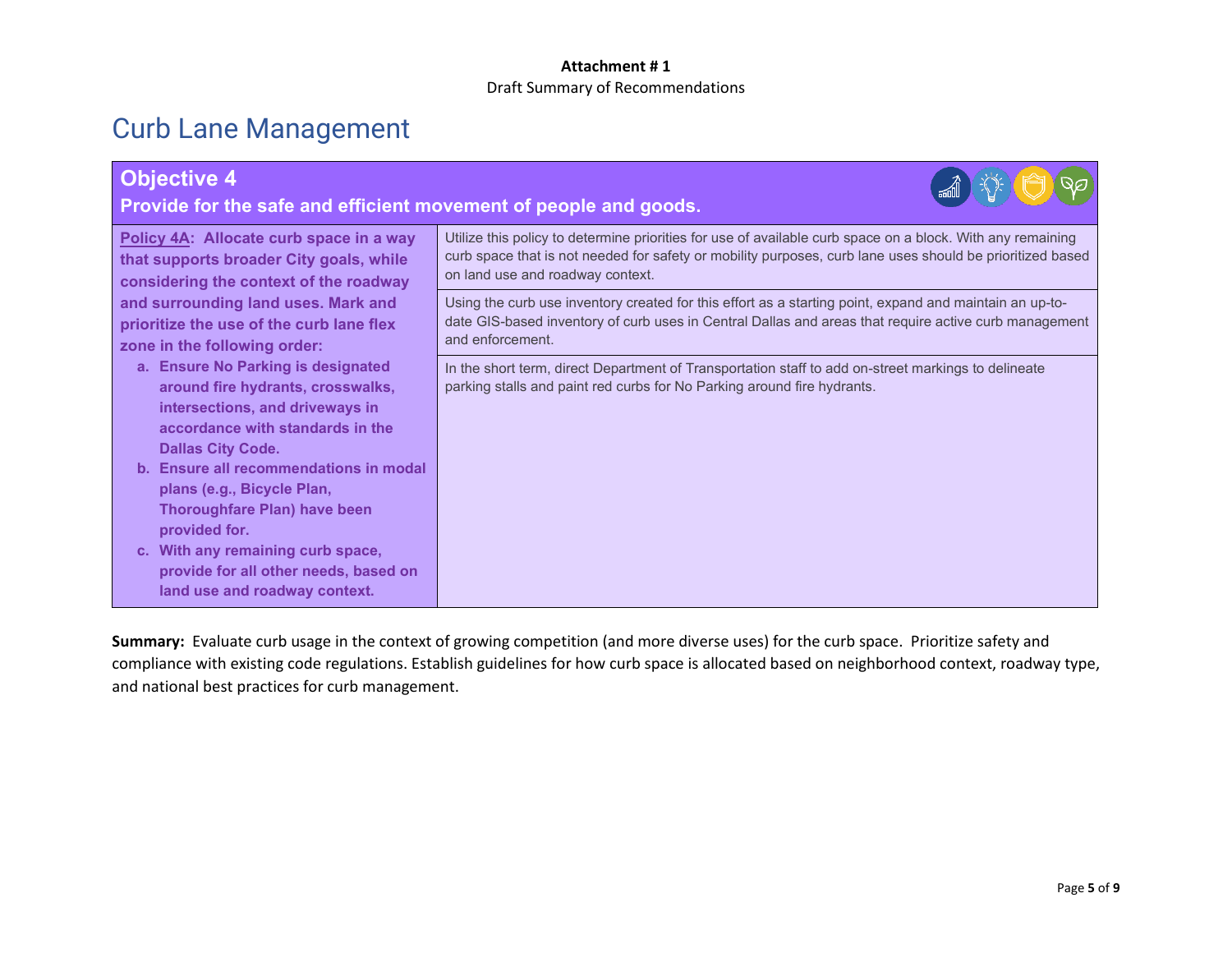**Attachment # 1**
Draft Summary of Recommendations

# Curb Lane Management

## Objective 4
**Provide for the safe and efficient movement of people and goods.**

| Policy | Recommendations |
|---|---|
| **Policy 4A: Allocate curb space in a way that supports broader City goals, while considering the context of the roadway and surrounding land uses. Mark and prioritize the use of the curb lane flex zone in the following order:** <br> **a. Ensure No Parking is designated around fire hydrants, crosswalks, intersections, and driveways in accordance with standards in the Dallas City Code.** <br> **b. Ensure all recommendations in modal plans (e.g., Bicycle Plan, Thoroughfare Plan) have been provided for.** <br> **c. With any remaining curb space, provide for all other needs, based on land use and roadway context.** | Utilize this policy to determine priorities for use of available curb space on a block. With any remaining curb space that is not needed for safety or mobility purposes, curb lane uses should be prioritized based on land use and roadway context. |
| | Using the curb use inventory created for this effort as a starting point, expand and maintain an up-to-date GIS-based inventory of curb uses in Central Dallas and areas that require active curb management and enforcement. |
| | In the short term, direct Department of Transportation staff to add on-street markings to delineate parking stalls and paint red curbs for No Parking around fire hydrants. |

**Summary:** Evaluate curb usage in the context of growing competition (and more diverse uses) for the curb space. Prioritize safety and compliance with existing code regulations. Establish guidelines for how curb space is allocated based on neighborhood context, roadway type, and national best practices for curb management.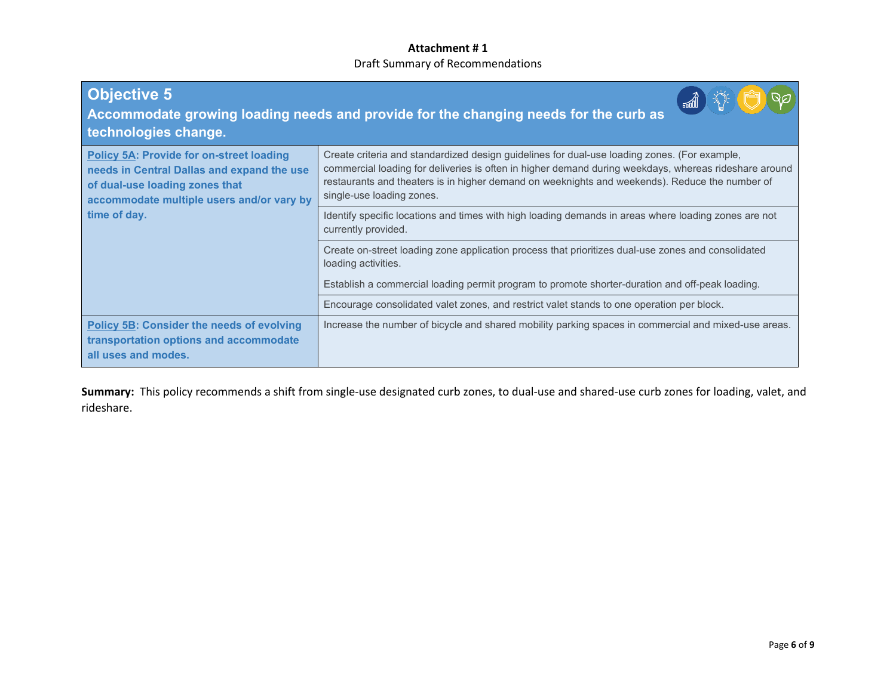**Attachment # 1**

Draft Summary of Recommendations

| **Objective 5**<br>**Accommodate growing loading needs and provide for the changing needs for the curb as technologies change.** | |
|---|---|
| **Policy 5A: Provide for on-street loading needs in Central Dallas and expand the use of dual-use loading zones that accommodate multiple users and/or vary by time of day.** | Create criteria and standardized design guidelines for dual-use loading zones. (For example, commercial loading for deliveries is often in higher demand during weekdays, whereas rideshare around restaurants and theaters is in higher demand on weeknights and weekends). Reduce the number of single-use loading zones. |
| | Identify specific locations and times with high loading demands in areas where loading zones are not currently provided. |
| | Create on-street loading zone application process that prioritizes dual-use zones and consolidated loading activities.<br><br>Establish a commercial loading permit program to promote shorter-duration and off-peak loading. |
| | Encourage consolidated valet zones, and restrict valet stands to one operation per block. |
| **Policy 5B: Consider the needs of evolving transportation options and accommodate all uses and modes.** | Increase the number of bicycle and shared mobility parking spaces in commercial and mixed-use areas. |

**Summary:** This policy recommends a shift from single-use designated curb zones, to dual-use and shared-use curb zones for loading, valet, and rideshare.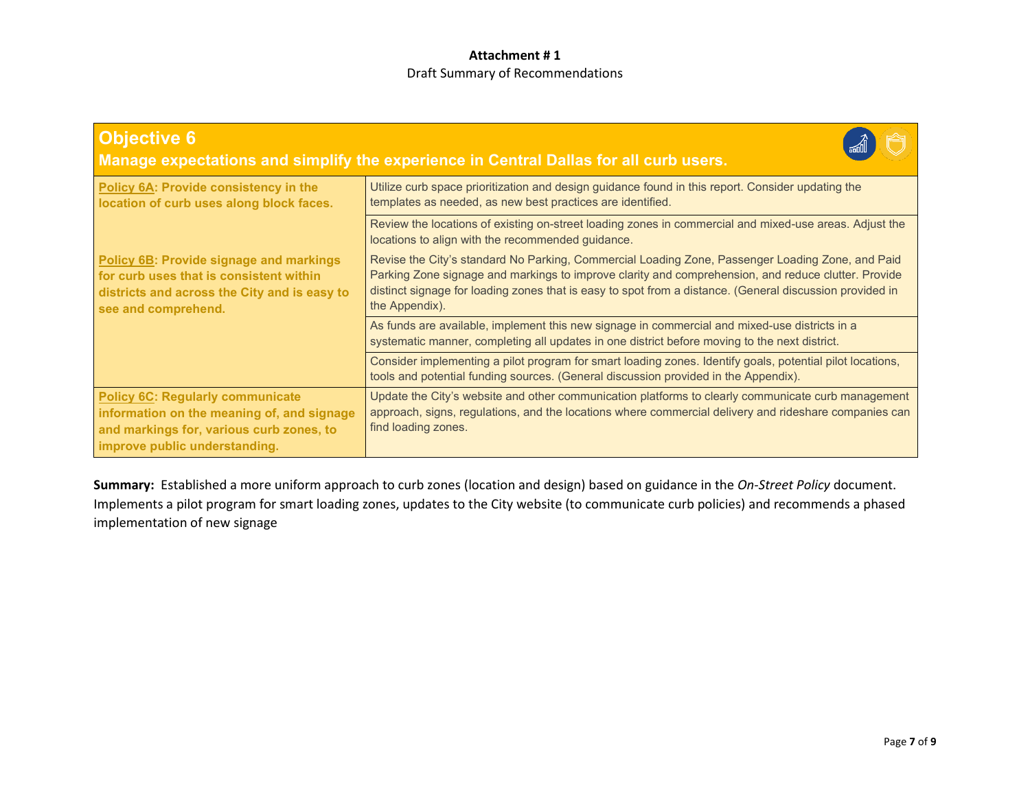**Attachment # 1**
Draft Summary of Recommendations

| **Objective 6**<br>**Manage expectations and simplify the experience in Central Dallas for all curb users.** | |
|---|---|
| **Policy 6A: Provide consistency in the location of curb uses along block faces.**<br><br>**Policy 6B: Provide signage and markings for curb uses that is consistent within districts and across the City and is easy to see and comprehend.** | Utilize curb space prioritization and design guidance found in this report. Consider updating the templates as needed, as new best practices are identified. |
| | Review the locations of existing on-street loading zones in commercial and mixed-use areas. Adjust the locations to align with the recommended guidance.<br>Revise the City's standard No Parking, Commercial Loading Zone, Passenger Loading Zone, and Paid Parking Zone signage and markings to improve clarity and comprehension, and reduce clutter. Provide distinct signage for loading zones that is easy to spot from a distance. (General discussion provided in the Appendix). |
| | As funds are available, implement this new signage in commercial and mixed-use districts in a systematic manner, completing all updates in one district before moving to the next district. |
| | Consider implementing a pilot program for smart loading zones. Identify goals, potential pilot locations, tools and potential funding sources. (General discussion provided in the Appendix). |
| **Policy 6C: Regularly communicate information on the meaning of, and signage and markings for, various curb zones, to improve public understanding.** | Update the City's website and other communication platforms to clearly communicate curb management approach, signs, regulations, and the locations where commercial delivery and rideshare companies can find loading zones. |

**Summary:** Established a more uniform approach to curb zones (location and design) based on guidance in the *On-Street Policy* document. Implements a pilot program for smart loading zones, updates to the City website (to communicate curb policies) and recommends a phased implementation of new signage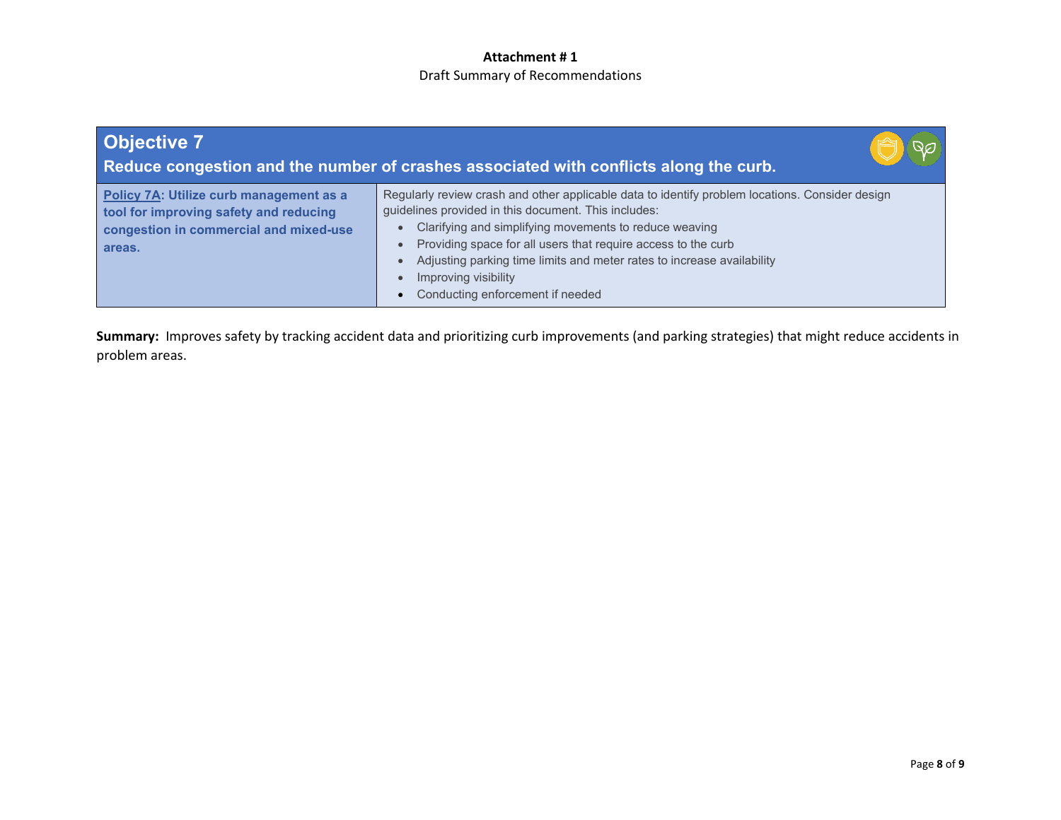**Attachment # 1**
Draft Summary of Recommendations

| **Objective 7**<br>**Reduce congestion and the number of crashes associated with conflicts along the curb.** | |
|---|---|
| **Policy 7A: Utilize curb management as a tool for improving safety and reducing congestion in commercial and mixed-use areas.** | Regularly review crash and other applicable data to identify problem locations. Consider design guidelines provided in this document. This includes:<br>• Clarifying and simplifying movements to reduce weaving<br>• Providing space for all users that require access to the curb<br>• Adjusting parking time limits and meter rates to increase availability<br>• Improving visibility<br>• Conducting enforcement if needed |

**Summary:** Improves safety by tracking accident data and prioritizing curb improvements (and parking strategies) that might reduce accidents in problem areas.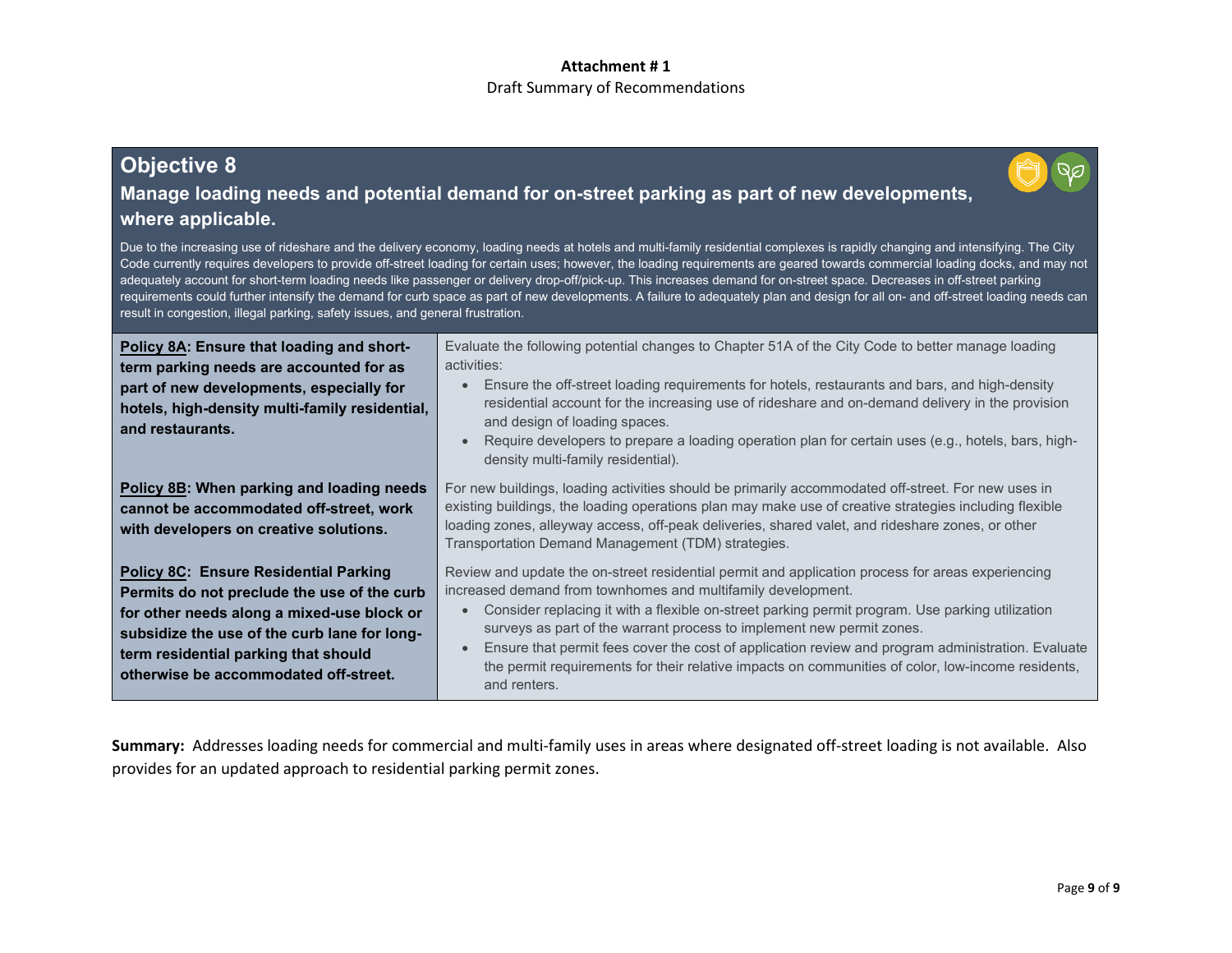**Attachment # 1**

Draft Summary of Recommendations

## Objective 8

### Manage loading needs and potential demand for on-street parking as part of new developments, where applicable.

Due to the increasing use of rideshare and the delivery economy, loading needs at hotels and multi-family residential complexes is rapidly changing and intensifying. The City Code currently requires developers to provide off-street loading for certain uses; however, the loading requirements are geared towards commercial loading docks, and may not adequately account for short-term loading needs like passenger or delivery drop-off/pick-up. This increases demand for on-street space. Decreases in off-street parking requirements could further intensify the demand for curb space as part of new developments. A failure to adequately plan and design for all on- and off-street loading needs can result in congestion, illegal parking, safety issues, and general frustration.

| | |
|---|---|
| **Policy 8A: Ensure that loading and short-term parking needs are accounted for as part of new developments, especially for hotels, high-density multi-family residential, and restaurants.** | Evaluate the following potential changes to Chapter 51A of the City Code to better manage loading activities:<br>• Ensure the off-street loading requirements for hotels, restaurants and bars, and high-density residential account for the increasing use of rideshare and on-demand delivery in the provision and design of loading spaces.<br>• Require developers to prepare a loading operation plan for certain uses (e.g., hotels, bars, high-density multi-family residential). |
| **Policy 8B: When parking and loading needs cannot be accommodated off-street, work with developers on creative solutions.** | For new buildings, loading activities should be primarily accommodated off-street. For new uses in existing buildings, the loading operations plan may make use of creative strategies including flexible loading zones, alleyway access, off-peak deliveries, shared valet, and rideshare zones, or other Transportation Demand Management (TDM) strategies. |
| **Policy 8C: Ensure Residential Parking Permits do not preclude the use of the curb for other needs along a mixed-use block or subsidize the use of the curb lane for long-term residential parking that should otherwise be accommodated off-street.** | Review and update the on-street residential permit and application process for areas experiencing increased demand from townhomes and multifamily development.<br>• Consider replacing it with a flexible on-street parking permit program. Use parking utilization surveys as part of the warrant process to implement new permit zones.<br>• Ensure that permit fees cover the cost of application review and program administration. Evaluate the permit requirements for their relative impacts on communities of color, low-income residents, and renters. |

**Summary:** Addresses loading needs for commercial and multi-family uses in areas where designated off-street loading is not available. Also provides for an updated approach to residential parking permit zones.